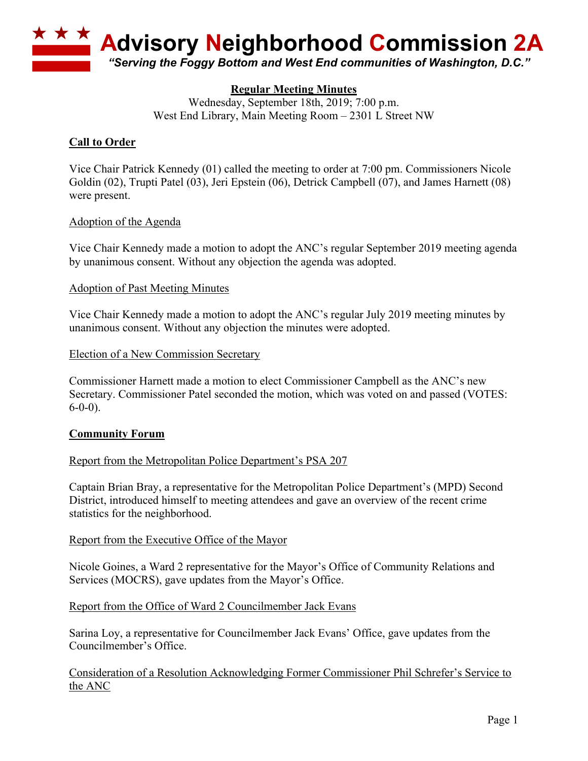# Advisory Neighborhood Commission 2A

*"Serving the Foggy Bottom and West End communities of Washington, D.C."*

**Regular Meeting Minutes**

Wednesday, September 18th, 2019; 7:00 p.m.
West End Library, Main Meeting Room – 2301 L Street NW

## Call to Order

Vice Chair Patrick Kennedy (01) called the meeting to order at 7:00 pm. Commissioners Nicole Goldin (02), Trupti Patel (03), Jeri Epstein (06), Detrick Campbell (07), and James Harnett (08) were present.

### Adoption of the Agenda

Vice Chair Kennedy made a motion to adopt the ANC's regular September 2019 meeting agenda by unanimous consent. Without any objection the agenda was adopted.

### Adoption of Past Meeting Minutes

Vice Chair Kennedy made a motion to adopt the ANC's regular July 2019 meeting minutes by unanimous consent. Without any objection the minutes were adopted.

### Election of a New Commission Secretary

Commissioner Harnett made a motion to elect Commissioner Campbell as the ANC's new Secretary. Commissioner Patel seconded the motion, which was voted on and passed (VOTES: 6-0-0).

## Community Forum

### Report from the Metropolitan Police Department's PSA 207

Captain Brian Bray, a representative for the Metropolitan Police Department's (MPD) Second District, introduced himself to meeting attendees and gave an overview of the recent crime statistics for the neighborhood.

### Report from the Executive Office of the Mayor

Nicole Goines, a Ward 2 representative for the Mayor's Office of Community Relations and Services (MOCRS), gave updates from the Mayor's Office.

### Report from the Office of Ward 2 Councilmember Jack Evans

Sarina Loy, a representative for Councilmember Jack Evans' Office, gave updates from the Councilmember's Office.

### Consideration of a Resolution Acknowledging Former Commissioner Phil Schrefer's Service to the ANC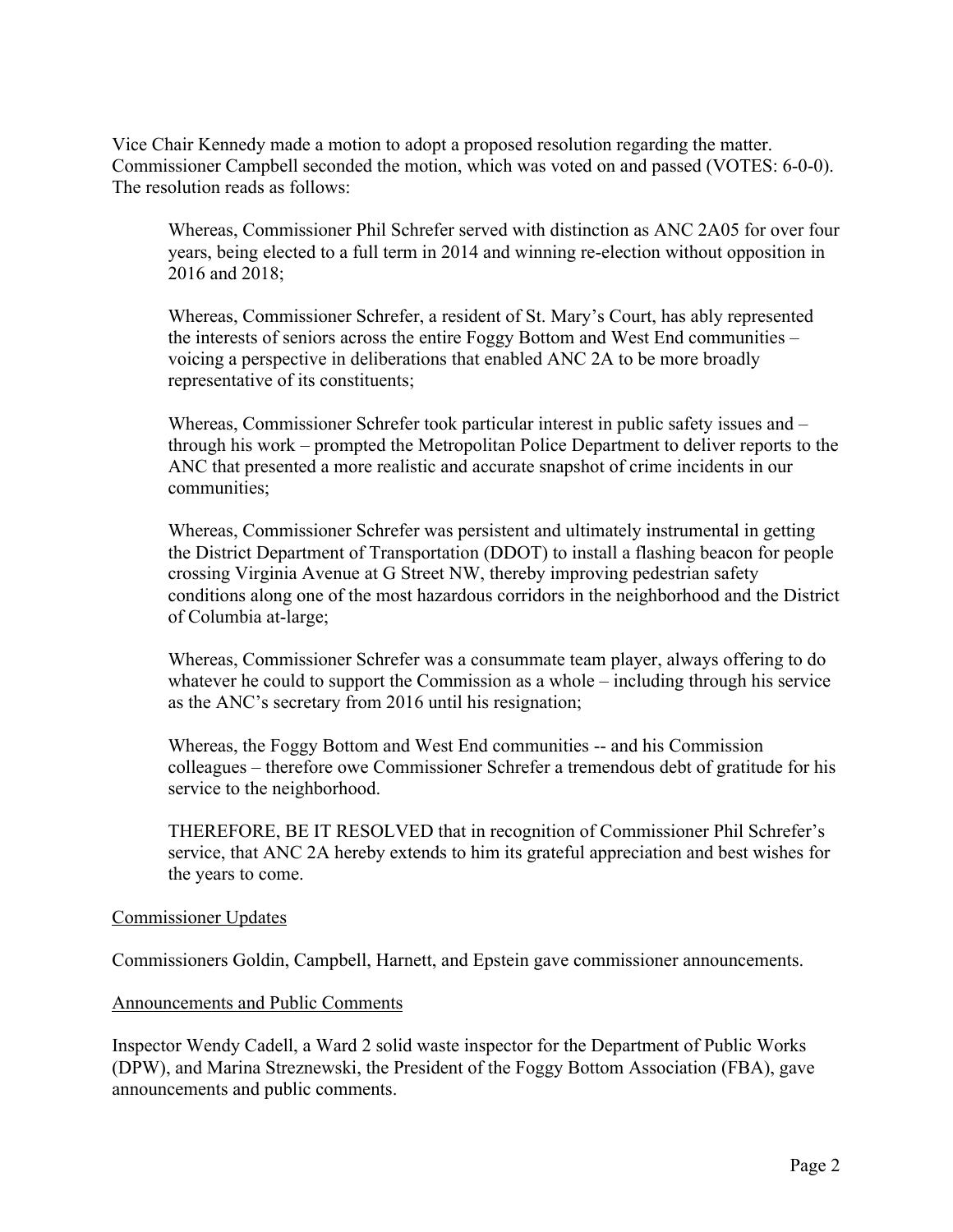Vice Chair Kennedy made a motion to adopt a proposed resolution regarding the matter. Commissioner Campbell seconded the motion, which was voted on and passed (VOTES: 6-0-0). The resolution reads as follows:

> Whereas, Commissioner Phil Schrefer served with distinction as ANC 2A05 for over four years, being elected to a full term in 2014 and winning re-election without opposition in 2016 and 2018;
>
> Whereas, Commissioner Schrefer, a resident of St. Mary's Court, has ably represented the interests of seniors across the entire Foggy Bottom and West End communities – voicing a perspective in deliberations that enabled ANC 2A to be more broadly representative of its constituents;
>
> Whereas, Commissioner Schrefer took particular interest in public safety issues and – through his work – prompted the Metropolitan Police Department to deliver reports to the ANC that presented a more realistic and accurate snapshot of crime incidents in our communities;
>
> Whereas, Commissioner Schrefer was persistent and ultimately instrumental in getting the District Department of Transportation (DDOT) to install a flashing beacon for people crossing Virginia Avenue at G Street NW, thereby improving pedestrian safety conditions along one of the most hazardous corridors in the neighborhood and the District of Columbia at-large;
>
> Whereas, Commissioner Schrefer was a consummate team player, always offering to do whatever he could to support the Commission as a whole – including through his service as the ANC's secretary from 2016 until his resignation;
>
> Whereas, the Foggy Bottom and West End communities -- and his Commission colleagues – therefore owe Commissioner Schrefer a tremendous debt of gratitude for his service to the neighborhood.
>
> THEREFORE, BE IT RESOLVED that in recognition of Commissioner Phil Schrefer's service, that ANC 2A hereby extends to him its grateful appreciation and best wishes for the years to come.

<u>Commissioner Updates</u>

Commissioners Goldin, Campbell, Harnett, and Epstein gave commissioner announcements.

<u>Announcements and Public Comments</u>

Inspector Wendy Cadell, a Ward 2 solid waste inspector for the Department of Public Works (DPW), and Marina Streznewski, the President of the Foggy Bottom Association (FBA), gave announcements and public comments.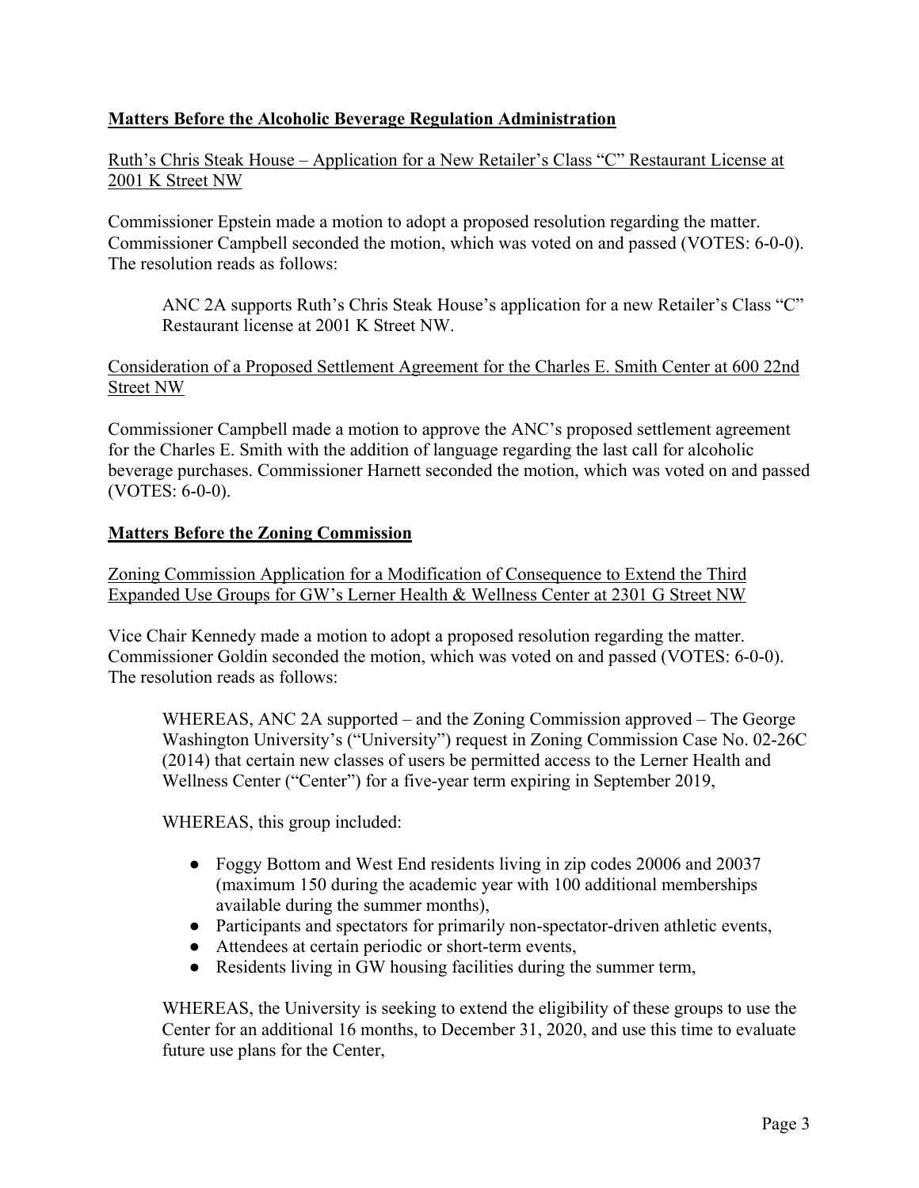## **Matters Before the Alcoholic Beverage Regulation Administration**

Ruth's Chris Steak House – Application for a New Retailer's Class "C" Restaurant License at 2001 K Street NW

Commissioner Epstein made a motion to adopt a proposed resolution regarding the matter. Commissioner Campbell seconded the motion, which was voted on and passed (VOTES: 6-0-0). The resolution reads as follows:

> ANC 2A supports Ruth's Chris Steak House's application for a new Retailer's Class "C" Restaurant license at 2001 K Street NW.

Consideration of a Proposed Settlement Agreement for the Charles E. Smith Center at 600 22nd Street NW

Commissioner Campbell made a motion to approve the ANC's proposed settlement agreement for the Charles E. Smith with the addition of language regarding the last call for alcoholic beverage purchases. Commissioner Harnett seconded the motion, which was voted on and passed (VOTES: 6-0-0).

## **Matters Before the Zoning Commission**

Zoning Commission Application for a Modification of Consequence to Extend the Third Expanded Use Groups for GW's Lerner Health & Wellness Center at 2301 G Street NW

Vice Chair Kennedy made a motion to adopt a proposed resolution regarding the matter. Commissioner Goldin seconded the motion, which was voted on and passed (VOTES: 6-0-0). The resolution reads as follows:

> WHEREAS, ANC 2A supported – and the Zoning Commission approved – The George Washington University's ("University") request in Zoning Commission Case No. 02-26C (2014) that certain new classes of users be permitted access to the Lerner Health and Wellness Center ("Center") for a five-year term expiring in September 2019,
>
> WHEREAS, this group included:
>
> - Foggy Bottom and West End residents living in zip codes 20006 and 20037 (maximum 150 during the academic year with 100 additional memberships available during the summer months),
> - Participants and spectators for primarily non-spectator-driven athletic events,
> - Attendees at certain periodic or short-term events,
> - Residents living in GW housing facilities during the summer term,
>
> WHEREAS, the University is seeking to extend the eligibility of these groups to use the Center for an additional 16 months, to December 31, 2020, and use this time to evaluate future use plans for the Center,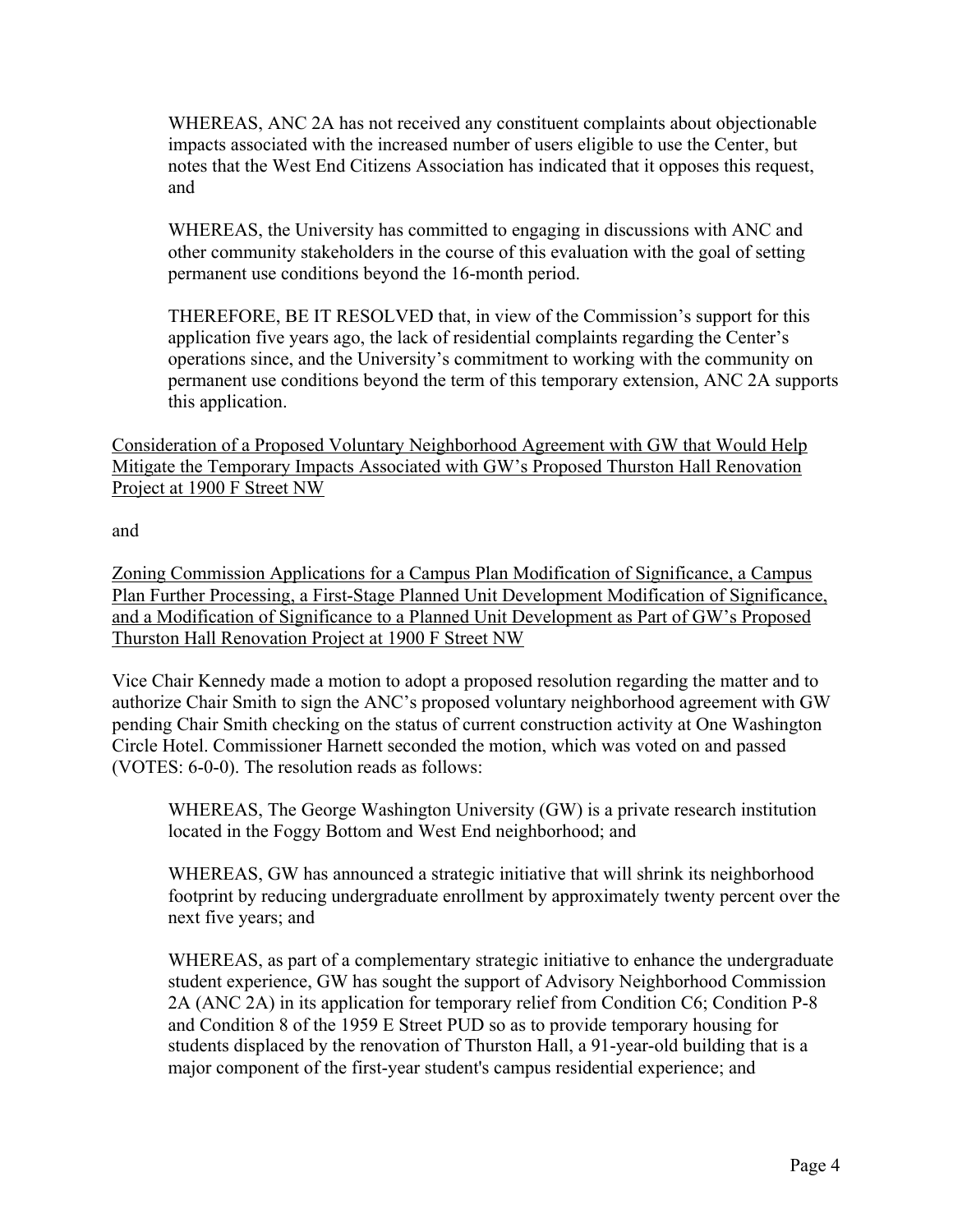WHEREAS, ANC 2A has not received any constituent complaints about objectionable impacts associated with the increased number of users eligible to use the Center, but notes that the West End Citizens Association has indicated that it opposes this request, and

WHEREAS, the University has committed to engaging in discussions with ANC and other community stakeholders in the course of this evaluation with the goal of setting permanent use conditions beyond the 16-month period.

THEREFORE, BE IT RESOLVED that, in view of the Commission's support for this application five years ago, the lack of residential complaints regarding the Center's operations since, and the University's commitment to working with the community on permanent use conditions beyond the term of this temporary extension, ANC 2A supports this application.

<u>Consideration of a Proposed Voluntary Neighborhood Agreement with GW that Would Help Mitigate the Temporary Impacts Associated with GW's Proposed Thurston Hall Renovation Project at 1900 F Street NW</u>

and

<u>Zoning Commission Applications for a Campus Plan Modification of Significance, a Campus Plan Further Processing, a First-Stage Planned Unit Development Modification of Significance, and a Modification of Significance to a Planned Unit Development as Part of GW's Proposed Thurston Hall Renovation Project at 1900 F Street NW</u>

Vice Chair Kennedy made a motion to adopt a proposed resolution regarding the matter and to authorize Chair Smith to sign the ANC's proposed voluntary neighborhood agreement with GW pending Chair Smith checking on the status of current construction activity at One Washington Circle Hotel. Commissioner Harnett seconded the motion, which was voted on and passed (VOTES: 6-0-0). The resolution reads as follows:

WHEREAS, The George Washington University (GW) is a private research institution located in the Foggy Bottom and West End neighborhood; and

WHEREAS, GW has announced a strategic initiative that will shrink its neighborhood footprint by reducing undergraduate enrollment by approximately twenty percent over the next five years; and

WHEREAS, as part of a complementary strategic initiative to enhance the undergraduate student experience, GW has sought the support of Advisory Neighborhood Commission 2A (ANC 2A) in its application for temporary relief from Condition C6; Condition P-8 and Condition 8 of the 1959 E Street PUD so as to provide temporary housing for students displaced by the renovation of Thurston Hall, a 91-year-old building that is a major component of the first-year student's campus residential experience; and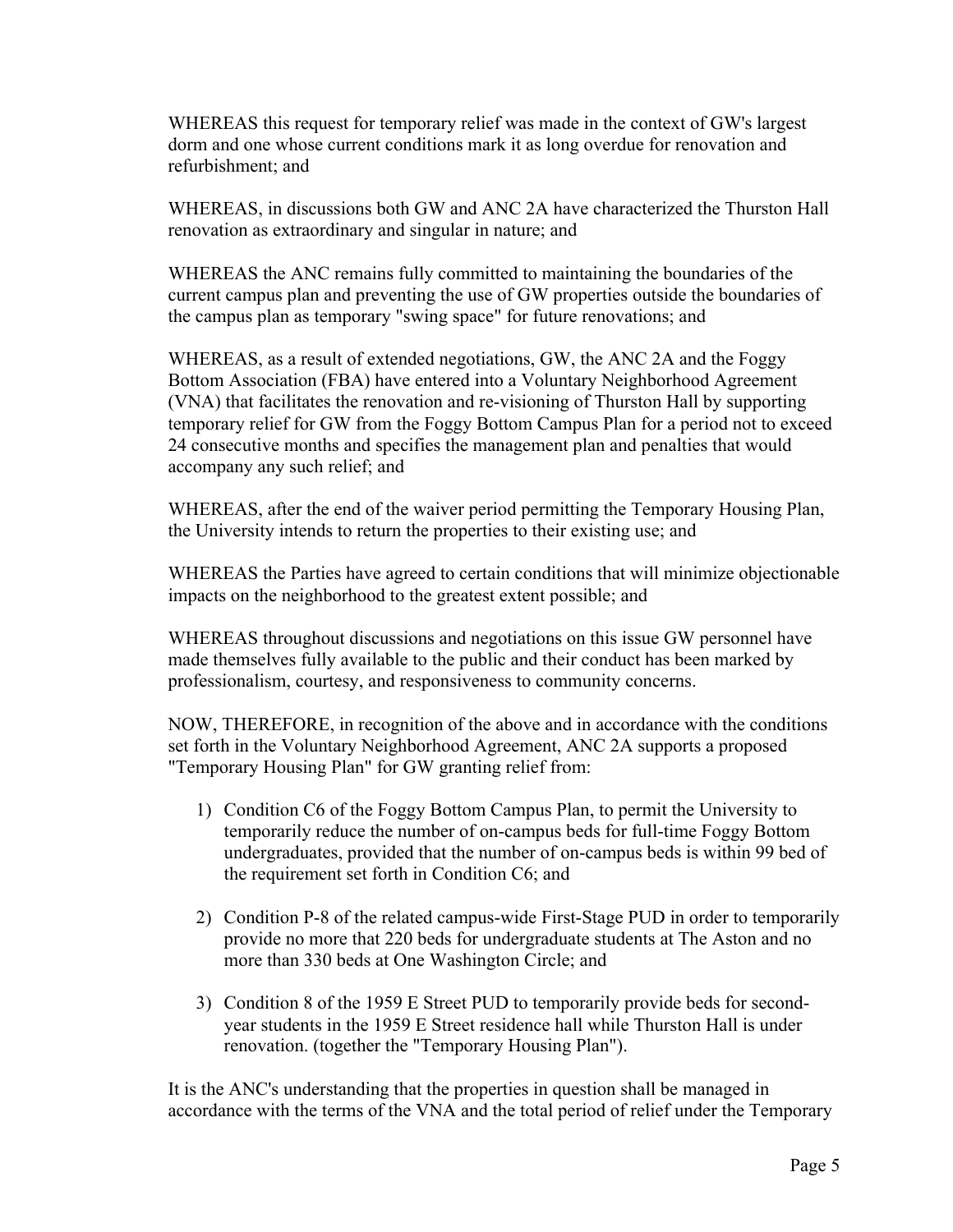WHEREAS this request for temporary relief was made in the context of GW's largest dorm and one whose current conditions mark it as long overdue for renovation and refurbishment; and

WHEREAS, in discussions both GW and ANC 2A have characterized the Thurston Hall renovation as extraordinary and singular in nature; and

WHEREAS the ANC remains fully committed to maintaining the boundaries of the current campus plan and preventing the use of GW properties outside the boundaries of the campus plan as temporary "swing space" for future renovations; and

WHEREAS, as a result of extended negotiations, GW, the ANC 2A and the Foggy Bottom Association (FBA) have entered into a Voluntary Neighborhood Agreement (VNA) that facilitates the renovation and re-visioning of Thurston Hall by supporting temporary relief for GW from the Foggy Bottom Campus Plan for a period not to exceed 24 consecutive months and specifies the management plan and penalties that would accompany any such relief; and

WHEREAS, after the end of the waiver period permitting the Temporary Housing Plan, the University intends to return the properties to their existing use; and

WHEREAS the Parties have agreed to certain conditions that will minimize objectionable impacts on the neighborhood to the greatest extent possible; and

WHEREAS throughout discussions and negotiations on this issue GW personnel have made themselves fully available to the public and their conduct has been marked by professionalism, courtesy, and responsiveness to community concerns.

NOW, THEREFORE, in recognition of the above and in accordance with the conditions set forth in the Voluntary Neighborhood Agreement, ANC 2A supports a proposed "Temporary Housing Plan" for GW granting relief from:

1) Condition C6 of the Foggy Bottom Campus Plan, to permit the University to temporarily reduce the number of on-campus beds for full-time Foggy Bottom undergraduates, provided that the number of on-campus beds is within 99 bed of the requirement set forth in Condition C6; and

2) Condition P-8 of the related campus-wide First-Stage PUD in order to temporarily provide no more that 220 beds for undergraduate students at The Aston and no more than 330 beds at One Washington Circle; and

3) Condition 8 of the 1959 E Street PUD to temporarily provide beds for second-year students in the 1959 E Street residence hall while Thurston Hall is under renovation. (together the "Temporary Housing Plan").

It is the ANC's understanding that the properties in question shall be managed in accordance with the terms of the VNA and the total period of relief under the Temporary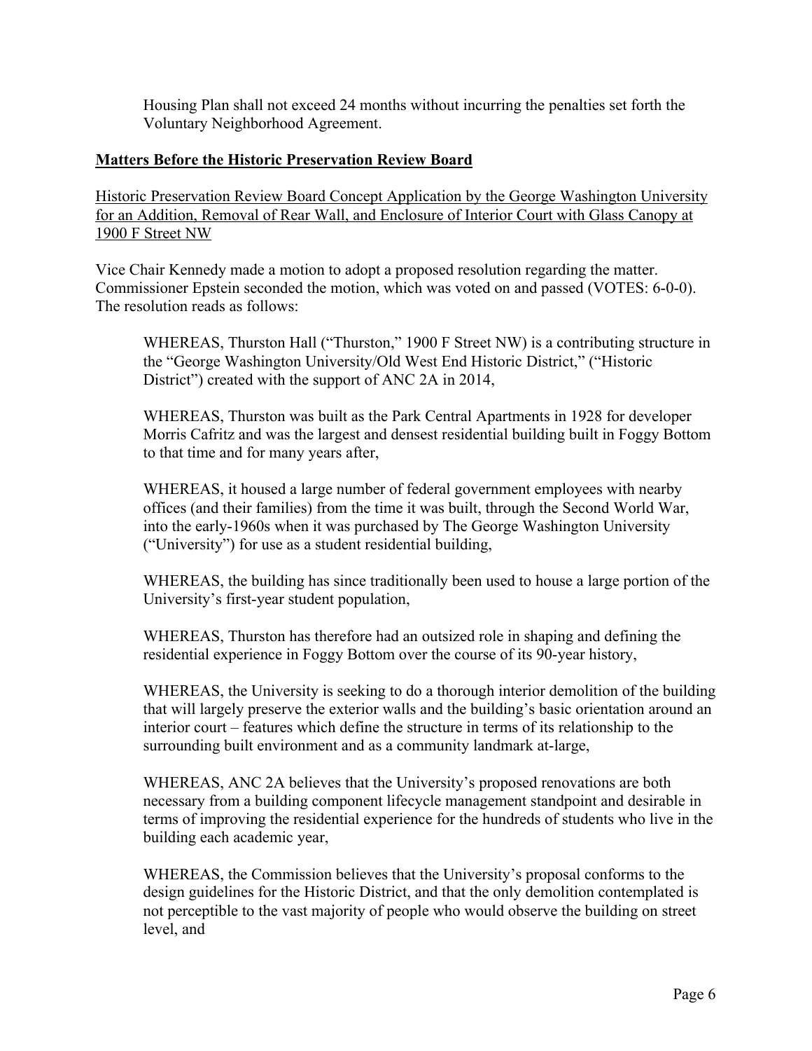Housing Plan shall not exceed 24 months without incurring the penalties set forth the Voluntary Neighborhood Agreement.

**Matters Before the Historic Preservation Review Board**

Historic Preservation Review Board Concept Application by the George Washington University for an Addition, Removal of Rear Wall, and Enclosure of Interior Court with Glass Canopy at 1900 F Street NW

Vice Chair Kennedy made a motion to adopt a proposed resolution regarding the matter. Commissioner Epstein seconded the motion, which was voted on and passed (VOTES: 6-0-0). The resolution reads as follows:

> WHEREAS, Thurston Hall ("Thurston," 1900 F Street NW) is a contributing structure in the "George Washington University/Old West End Historic District," ("Historic District") created with the support of ANC 2A in 2014,
>
> WHEREAS, Thurston was built as the Park Central Apartments in 1928 for developer Morris Cafritz and was the largest and densest residential building built in Foggy Bottom to that time and for many years after,
>
> WHEREAS, it housed a large number of federal government employees with nearby offices (and their families) from the time it was built, through the Second World War, into the early-1960s when it was purchased by The George Washington University ("University") for use as a student residential building,
>
> WHEREAS, the building has since traditionally been used to house a large portion of the University's first-year student population,
>
> WHEREAS, Thurston has therefore had an outsized role in shaping and defining the residential experience in Foggy Bottom over the course of its 90-year history,
>
> WHEREAS, the University is seeking to do a thorough interior demolition of the building that will largely preserve the exterior walls and the building's basic orientation around an interior court – features which define the structure in terms of its relationship to the surrounding built environment and as a community landmark at-large,
>
> WHEREAS, ANC 2A believes that the University's proposed renovations are both necessary from a building component lifecycle management standpoint and desirable in terms of improving the residential experience for the hundreds of students who live in the building each academic year,
>
> WHEREAS, the Commission believes that the University's proposal conforms to the design guidelines for the Historic District, and that the only demolition contemplated is not perceptible to the vast majority of people who would observe the building on street level, and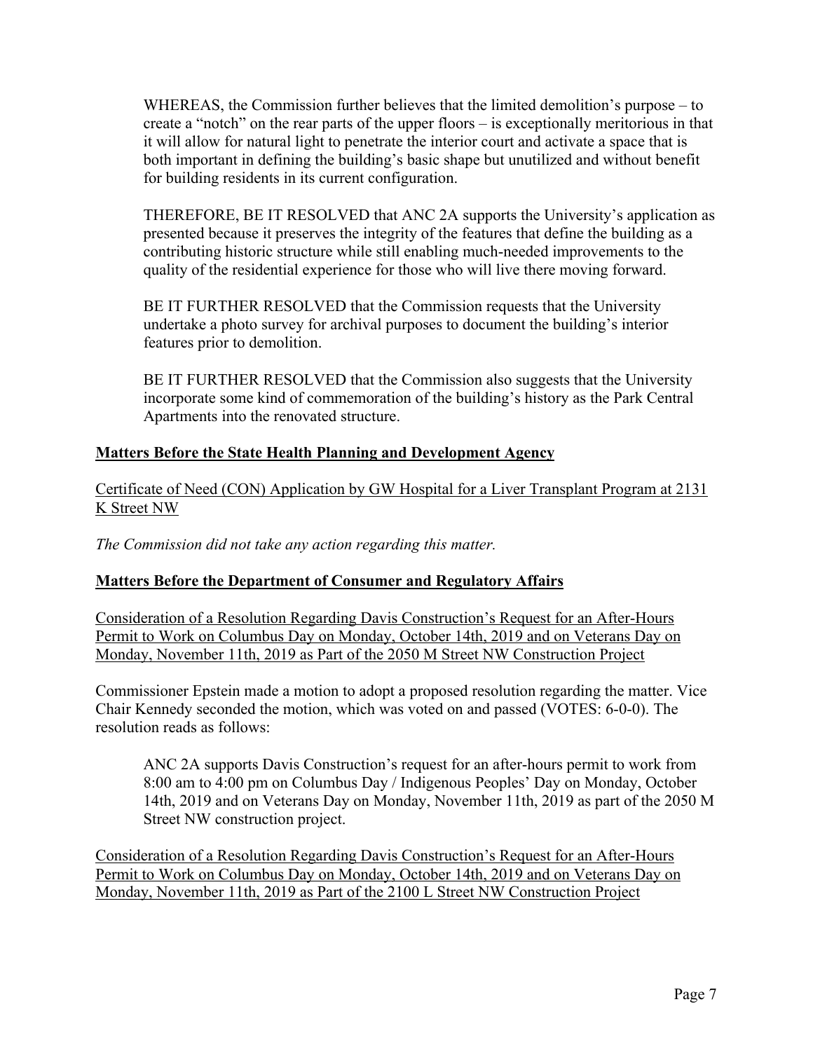WHEREAS, the Commission further believes that the limited demolition's purpose – to create a "notch" on the rear parts of the upper floors – is exceptionally meritorious in that it will allow for natural light to penetrate the interior court and activate a space that is both important in defining the building's basic shape but unutilized and without benefit for building residents in its current configuration.

THEREFORE, BE IT RESOLVED that ANC 2A supports the University's application as presented because it preserves the integrity of the features that define the building as a contributing historic structure while still enabling much-needed improvements to the quality of the residential experience for those who will live there moving forward.

BE IT FURTHER RESOLVED that the Commission requests that the University undertake a photo survey for archival purposes to document the building's interior features prior to demolition.

BE IT FURTHER RESOLVED that the Commission also suggests that the University incorporate some kind of commemoration of the building's history as the Park Central Apartments into the renovated structure.

**Matters Before the State Health Planning and Development Agency**

Certificate of Need (CON) Application by GW Hospital for a Liver Transplant Program at 2131 K Street NW

*The Commission did not take any action regarding this matter.*

**Matters Before the Department of Consumer and Regulatory Affairs**

Consideration of a Resolution Regarding Davis Construction's Request for an After-Hours Permit to Work on Columbus Day on Monday, October 14th, 2019 and on Veterans Day on Monday, November 11th, 2019 as Part of the 2050 M Street NW Construction Project

Commissioner Epstein made a motion to adopt a proposed resolution regarding the matter. Vice Chair Kennedy seconded the motion, which was voted on and passed (VOTES: 6-0-0). The resolution reads as follows:

ANC 2A supports Davis Construction's request for an after-hours permit to work from 8:00 am to 4:00 pm on Columbus Day / Indigenous Peoples' Day on Monday, October 14th, 2019 and on Veterans Day on Monday, November 11th, 2019 as part of the 2050 M Street NW construction project.

Consideration of a Resolution Regarding Davis Construction's Request for an After-Hours Permit to Work on Columbus Day on Monday, October 14th, 2019 and on Veterans Day on Monday, November 11th, 2019 as Part of the 2100 L Street NW Construction Project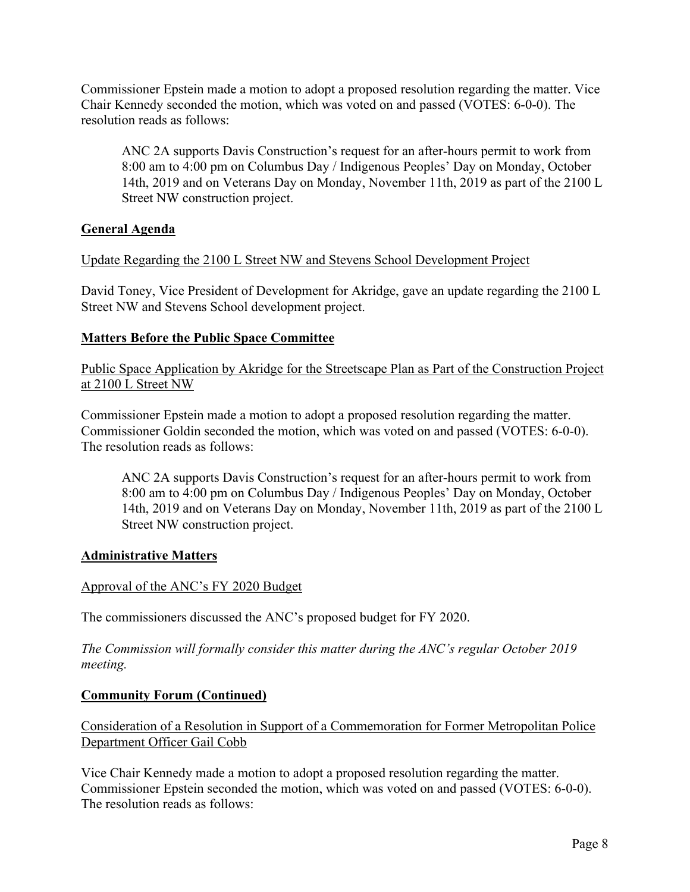Commissioner Epstein made a motion to adopt a proposed resolution regarding the matter. Vice Chair Kennedy seconded the motion, which was voted on and passed (VOTES: 6-0-0). The resolution reads as follows:

> ANC 2A supports Davis Construction's request for an after-hours permit to work from 8:00 am to 4:00 pm on Columbus Day / Indigenous Peoples' Day on Monday, October 14th, 2019 and on Veterans Day on Monday, November 11th, 2019 as part of the 2100 L Street NW construction project.

## General Agenda

Update Regarding the 2100 L Street NW and Stevens School Development Project

David Toney, Vice President of Development for Akridge, gave an update regarding the 2100 L Street NW and Stevens School development project.

## Matters Before the Public Space Committee

Public Space Application by Akridge for the Streetscape Plan as Part of the Construction Project at 2100 L Street NW

Commissioner Epstein made a motion to adopt a proposed resolution regarding the matter. Commissioner Goldin seconded the motion, which was voted on and passed (VOTES: 6-0-0). The resolution reads as follows:

> ANC 2A supports Davis Construction's request for an after-hours permit to work from 8:00 am to 4:00 pm on Columbus Day / Indigenous Peoples' Day on Monday, October 14th, 2019 and on Veterans Day on Monday, November 11th, 2019 as part of the 2100 L Street NW construction project.

## Administrative Matters

Approval of the ANC's FY 2020 Budget

The commissioners discussed the ANC's proposed budget for FY 2020.

*The Commission will formally consider this matter during the ANC's regular October 2019 meeting.*

## Community Forum (Continued)

Consideration of a Resolution in Support of a Commemoration for Former Metropolitan Police Department Officer Gail Cobb

Vice Chair Kennedy made a motion to adopt a proposed resolution regarding the matter. Commissioner Epstein seconded the motion, which was voted on and passed (VOTES: 6-0-0). The resolution reads as follows: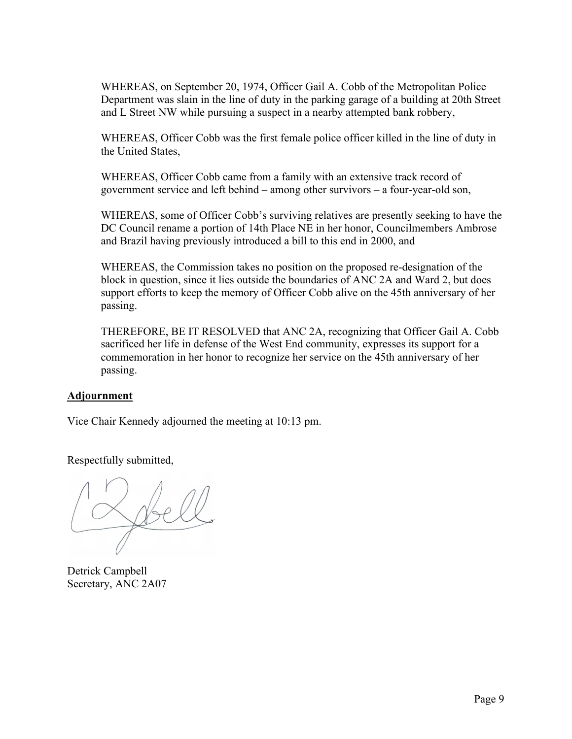WHEREAS, on September 20, 1974, Officer Gail A. Cobb of the Metropolitan Police Department was slain in the line of duty in the parking garage of a building at 20th Street and L Street NW while pursuing a suspect in a nearby attempted bank robbery,

WHEREAS, Officer Cobb was the first female police officer killed in the line of duty in the United States,

WHEREAS, Officer Cobb came from a family with an extensive track record of government service and left behind – among other survivors – a four-year-old son,

WHEREAS, some of Officer Cobb's surviving relatives are presently seeking to have the DC Council rename a portion of 14th Place NE in her honor, Councilmembers Ambrose and Brazil having previously introduced a bill to this end in 2000, and

WHEREAS, the Commission takes no position on the proposed re-designation of the block in question, since it lies outside the boundaries of ANC 2A and Ward 2, but does support efforts to keep the memory of Officer Cobb alive on the 45th anniversary of her passing.

THEREFORE, BE IT RESOLVED that ANC 2A, recognizing that Officer Gail A. Cobb sacrificed her life in defense of the West End community, expresses its support for a commemoration in her honor to recognize her service on the 45th anniversary of her passing.

**Adjournment**

Vice Chair Kennedy adjourned the meeting at 10:13 pm.

Respectfully submitted,

Detrick Campbell
Secretary, ANC 2A07